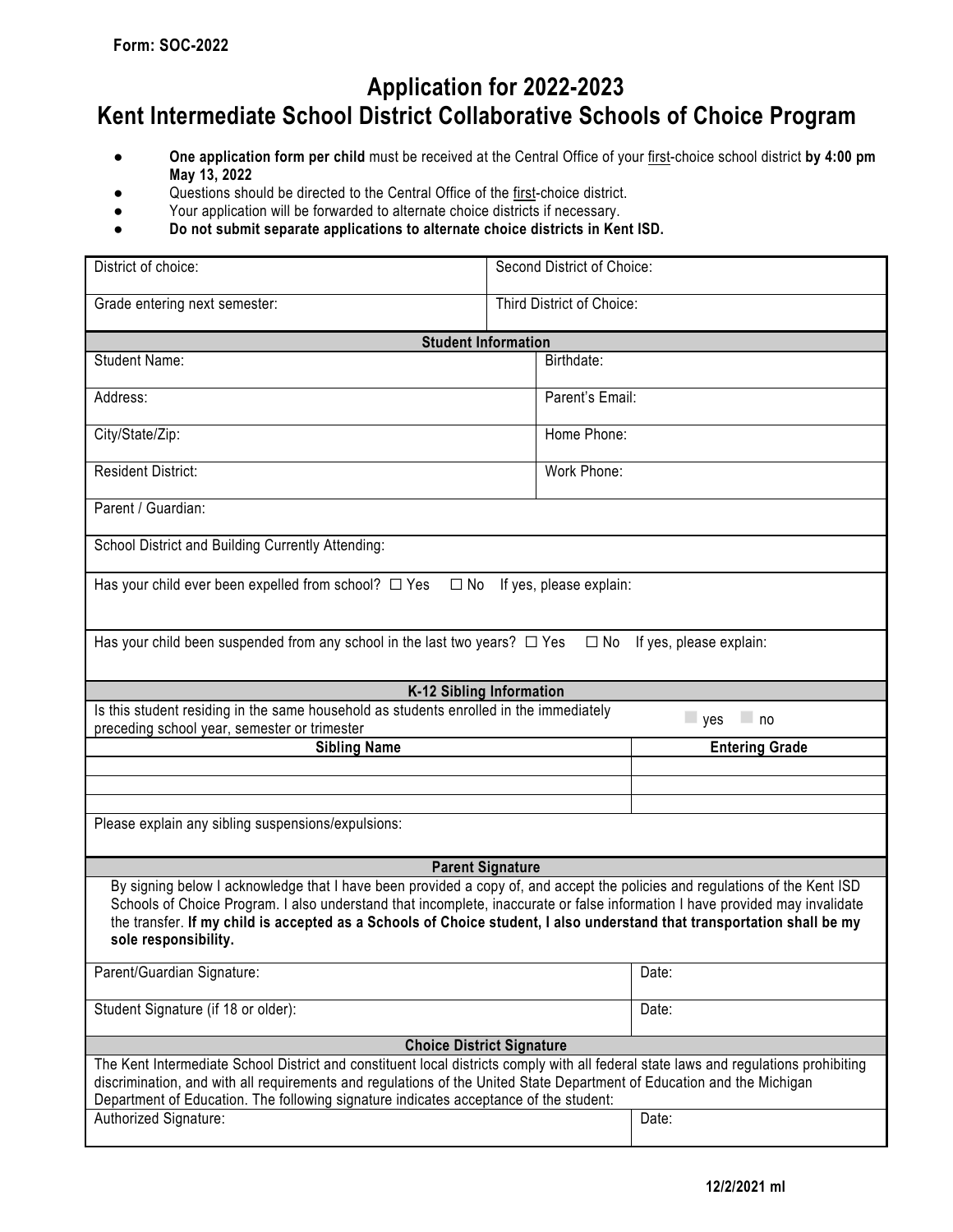**Form: SOC-2022**

# Application for 2022-2023
# Kent Intermediate School District Collaborative Schools of Choice Program

- **One application form per child** must be received at the Central Office of your first-choice school district **by 4:00 pm May 13, 2022**
- Questions should be directed to the Central Office of the first-choice district.
- Your application will be forwarded to alternate choice districts if necessary.
- **Do not submit separate applications to alternate choice districts in Kent ISD.**

| | |
|---|---|
| District of choice: | Second District of Choice: |
| Grade entering next semester: | Third District of Choice: |

**Student Information**

| | |
|---|---|
| Student Name: | Birthdate: |
| Address: | Parent's Email: |
| City/State/Zip: | Home Phone: |
| Resident District: | Work Phone: |

Parent / Guardian:

School District and Building Currently Attending:

Has your child ever been expelled from school? ☐ Yes ☐ No If yes, please explain:

Has your child been suspended from any school in the last two years? ☐ Yes ☐ No If yes, please explain:

**K-12 Sibling Information**

Is this student residing in the same household as students enrolled in the immediately preceding school year, semester or trimester ☐ yes ☐ no

| Sibling Name | Entering Grade |
|---|---|
| | |
| | |
| | |

Please explain any sibling suspensions/expulsions:

**Parent Signature**

By signing below I acknowledge that I have been provided a copy of, and accept the policies and regulations of the Kent ISD Schools of Choice Program. I also understand that incomplete, inaccurate or false information I have provided may invalidate the transfer. **If my child is accepted as a Schools of Choice student, I also understand that transportation shall be my sole responsibility.**

| | |
|---|---|
| Parent/Guardian Signature: | Date: |
| Student Signature (if 18 or older): | Date: |

**Choice District Signature**

The Kent Intermediate School District and constituent local districts comply with all federal state laws and regulations prohibiting discrimination, and with all requirements and regulations of the United State Department of Education and the Michigan Department of Education. The following signature indicates acceptance of the student:

| | |
|---|---|
| Authorized Signature: | Date: |

**12/2/2021 ml**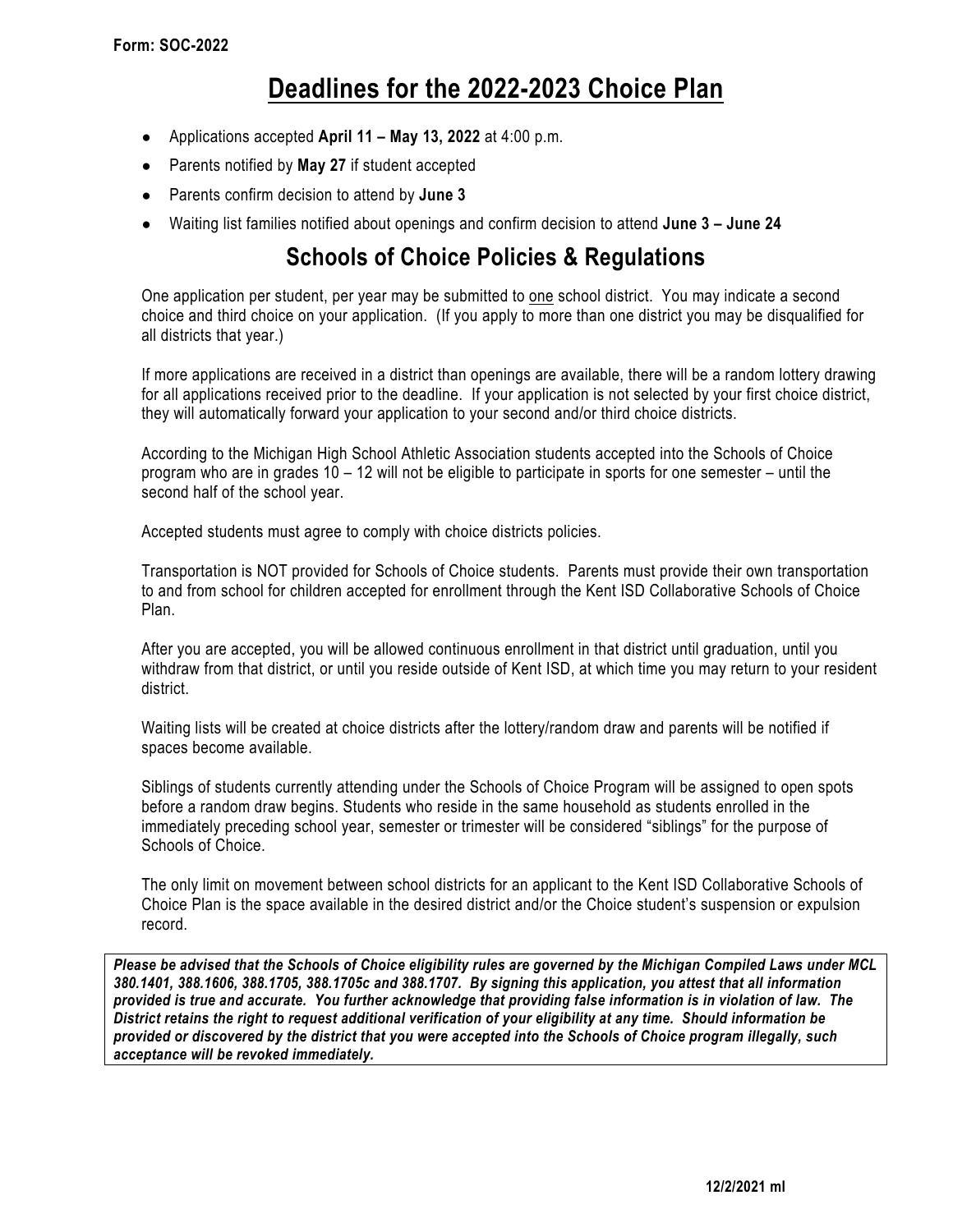**Form: SOC-2022**

# Deadlines for the 2022-2023 Choice Plan

- Applications accepted **April 11 – May 13, 2022** at 4:00 p.m.
- Parents notified by **May 27** if student accepted
- Parents confirm decision to attend by **June 3**
- Waiting list families notified about openings and confirm decision to attend **June 3 – June 24**

## Schools of Choice Policies & Regulations

One application per student, per year may be submitted to one school district. You may indicate a second choice and third choice on your application. (If you apply to more than one district you may be disqualified for all districts that year.)

If more applications are received in a district than openings are available, there will be a random lottery drawing for all applications received prior to the deadline. If your application is not selected by your first choice district, they will automatically forward your application to your second and/or third choice districts.

According to the Michigan High School Athletic Association students accepted into the Schools of Choice program who are in grades 10 – 12 will not be eligible to participate in sports for one semester – until the second half of the school year.

Accepted students must agree to comply with choice districts policies.

Transportation is NOT provided for Schools of Choice students. Parents must provide their own transportation to and from school for children accepted for enrollment through the Kent ISD Collaborative Schools of Choice Plan.

After you are accepted, you will be allowed continuous enrollment in that district until graduation, until you withdraw from that district, or until you reside outside of Kent ISD, at which time you may return to your resident district.

Waiting lists will be created at choice districts after the lottery/random draw and parents will be notified if spaces become available.

Siblings of students currently attending under the Schools of Choice Program will be assigned to open spots before a random draw begins. Students who reside in the same household as students enrolled in the immediately preceding school year, semester or trimester will be considered "siblings" for the purpose of Schools of Choice.

The only limit on movement between school districts for an applicant to the Kent ISD Collaborative Schools of Choice Plan is the space available in the desired district and/or the Choice student's suspension or expulsion record.

***Please be advised that the Schools of Choice eligibility rules are governed by the Michigan Compiled Laws under MCL 380.1401, 388.1606, 388.1705, 388.1705c and 388.1707. By signing this application, you attest that all information provided is true and accurate. You further acknowledge that providing false information is in violation of law. The District retains the right to request additional verification of your eligibility at any time. Should information be provided or discovered by the district that you were accepted into the Schools of Choice program illegally, such acceptance will be revoked immediately.***

**12/2/2021 ml**